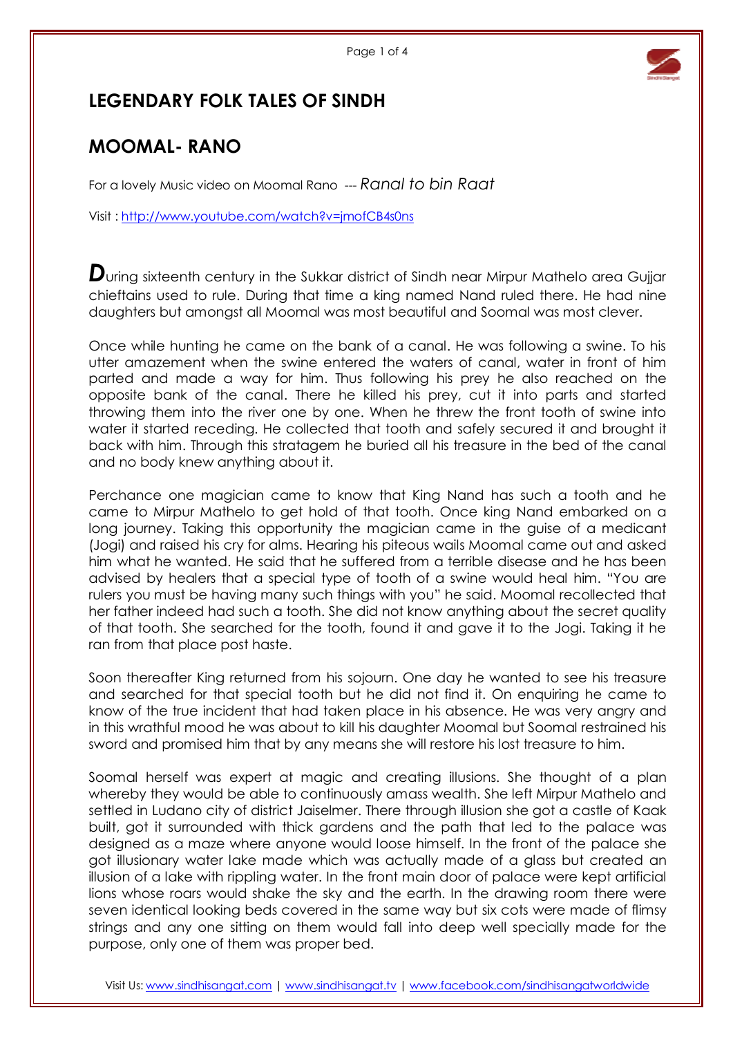# LEGENDARY FOLK TALES OF SINDH

## MOOMAL- RANO

For a lovely Music video on Moomal Rano --- *Ranal to bin Raat*

Visit : http://www.youtube.com/watch?v=jmofCB4s0ns

**D**uring sixteenth century in the Sukkar district of Sindh near Mirpur Mathelo area Gujjar chieftains used to rule. During that time a king named Nand ruled there. He had nine daughters but amongst all Moomal was most beautiful and Soomal was most clever.

Once while hunting he came on the bank of a canal. He was following a swine. To his utter amazement when the swine entered the waters of canal, water in front of him parted and made a way for him. Thus following his prey he also reached on the opposite bank of the canal. There he killed his prey, cut it into parts and started throwing them into the river one by one. When he threw the front tooth of swine into water it started receding. He collected that tooth and safely secured it and brought it back with him. Through this stratagem he buried all his treasure in the bed of the canal and no body knew anything about it.

Perchance one magician came to know that King Nand has such a tooth and he came to Mirpur Mathelo to get hold of that tooth. Once king Nand embarked on a long journey. Taking this opportunity the magician came in the guise of a medicant (Jogi) and raised his cry for alms. Hearing his piteous wails Moomal came out and asked him what he wanted. He said that he suffered from a terrible disease and he has been advised by healers that a special type of tooth of a swine would heal him. "You are rulers you must be having many such things with you" he said. Moomal recollected that her father indeed had such a tooth. She did not know anything about the secret quality of that tooth. She searched for the tooth, found it and gave it to the Jogi. Taking it he ran from that place post haste.

Soon thereafter King returned from his sojourn. One day he wanted to see his treasure and searched for that special tooth but he did not find it. On enquiring he came to know of the true incident that had taken place in his absence. He was very angry and in this wrathful mood he was about to kill his daughter Moomal but Soomal restrained his sword and promised him that by any means she will restore his lost treasure to him.

Soomal herself was expert at magic and creating illusions. She thought of a plan whereby they would be able to continuously amass wealth. She left Mirpur Mathelo and settled in Ludano city of district Jaiselmer. There through illusion she got a castle of Kaak built, got it surrounded with thick gardens and the path that led to the palace was designed as a maze where anyone would loose himself. In the front of the palace she got illusionary water lake made which was actually made of a glass but created an illusion of a lake with rippling water. In the front main door of palace were kept artificial lions whose roars would shake the sky and the earth. In the drawing room there were seven identical looking beds covered in the same way but six cots were made of flimsy strings and any one sitting on them would fall into deep well specially made for the purpose, only one of them was proper bed.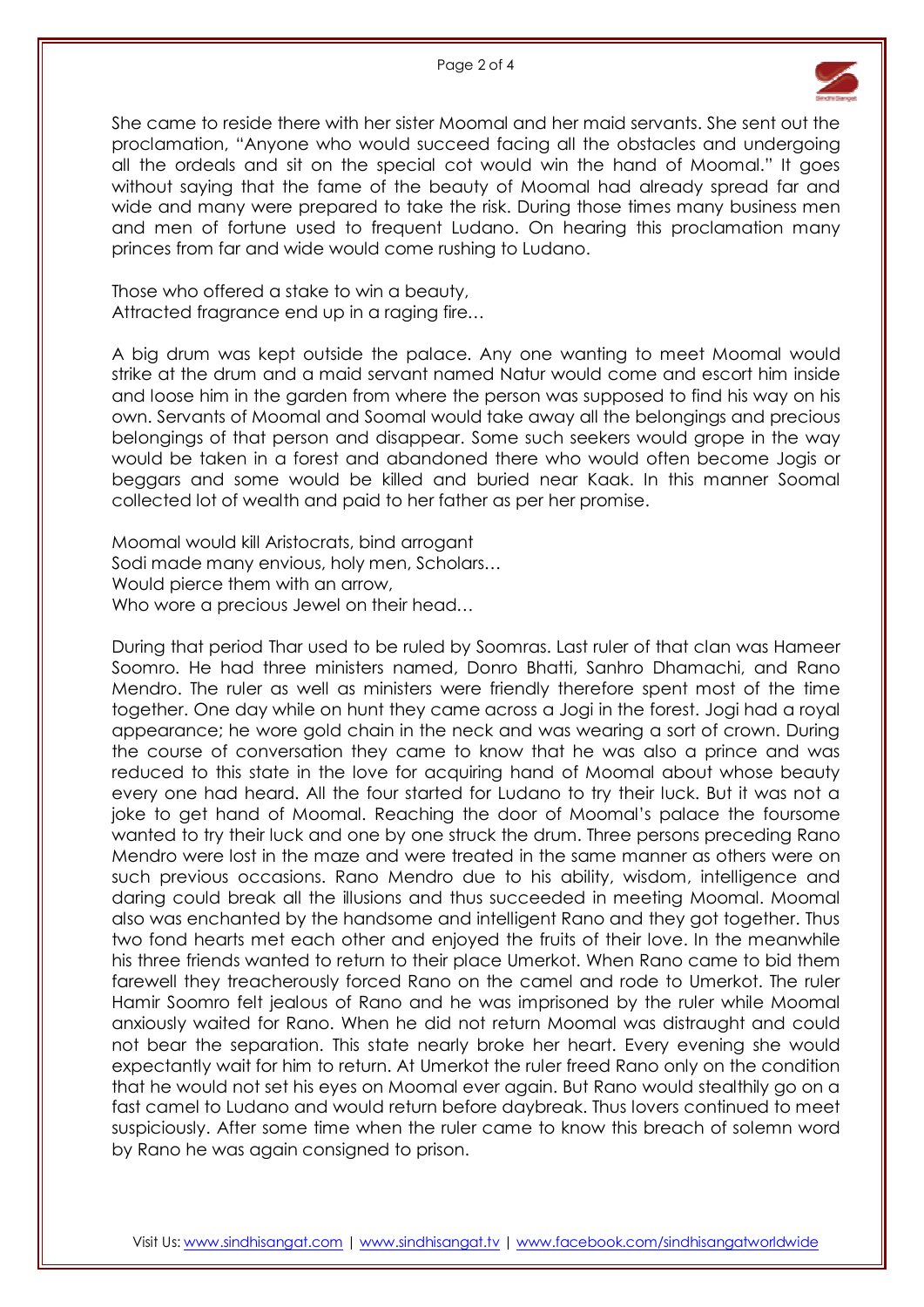She came to reside there with her sister Moomal and her maid servants. She sent out the proclamation, "Anyone who would succeed facing all the obstacles and undergoing all the ordeals and sit on the special cot would win the hand of Moomal." It goes without saying that the fame of the beauty of Moomal had already spread far and wide and many were prepared to take the risk. During those times many business men and men of fortune used to frequent Ludano. On hearing this proclamation many princes from far and wide would come rushing to Ludano.

Those who offered a stake to win a beauty,
Attracted fragrance end up in a raging fire…

A big drum was kept outside the palace. Any one wanting to meet Moomal would strike at the drum and a maid servant named Natur would come and escort him inside and loose him in the garden from where the person was supposed to find his way on his own. Servants of Moomal and Soomal would take away all the belongings and precious belongings of that person and disappear. Some such seekers would grope in the way would be taken in a forest and abandoned there who would often become Jogis or beggars and some would be killed and buried near Kaak. In this manner Soomal collected lot of wealth and paid to her father as per her promise.

Moomal would kill Aristocrats, bind arrogant
Sodi made many envious, holy men, Scholars…
Would pierce them with an arrow,
Who wore a precious Jewel on their head…

During that period Thar used to be ruled by Soomras. Last ruler of that clan was Hameer Soomro. He had three ministers named, Donro Bhatti, Sanhro Dhamachi, and Rano Mendro. The ruler as well as ministers were friendly therefore spent most of the time together. One day while on hunt they came across a Jogi in the forest. Jogi had a royal appearance; he wore gold chain in the neck and was wearing a sort of crown. During the course of conversation they came to know that he was also a prince and was reduced to this state in the love for acquiring hand of Moomal about whose beauty every one had heard. All the four started for Ludano to try their luck. But it was not a joke to get hand of Moomal. Reaching the door of Moomal's palace the foursome wanted to try their luck and one by one struck the drum. Three persons preceding Rano Mendro were lost in the maze and were treated in the same manner as others were on such previous occasions. Rano Mendro due to his ability, wisdom, intelligence and daring could break all the illusions and thus succeeded in meeting Moomal. Moomal also was enchanted by the handsome and intelligent Rano and they got together. Thus two fond hearts met each other and enjoyed the fruits of their love. In the meanwhile his three friends wanted to return to their place Umerkot. When Rano came to bid them farewell they treacherously forced Rano on the camel and rode to Umerkot. The ruler Hamir Soomro felt jealous of Rano and he was imprisoned by the ruler while Moomal anxiously waited for Rano. When he did not return Moomal was distraught and could not bear the separation. This state nearly broke her heart. Every evening she would expectantly wait for him to return. At Umerkot the ruler freed Rano only on the condition that he would not set his eyes on Moomal ever again. But Rano would stealthily go on a fast camel to Ludano and would return before daybreak. Thus lovers continued to meet suspiciously. After some time when the ruler came to know this breach of solemn word by Rano he was again consigned to prison.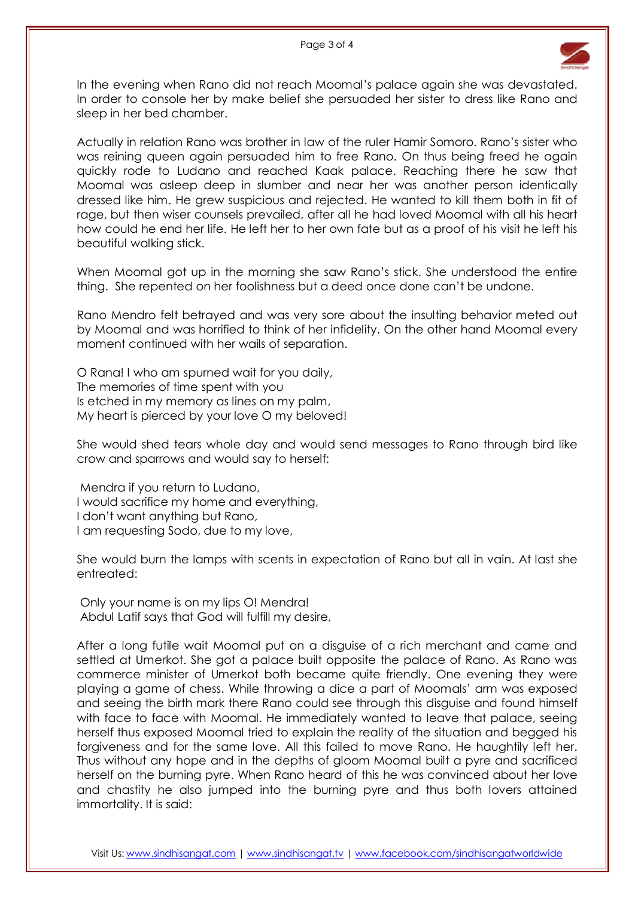In the evening when Rano did not reach Moomal's palace again she was devastated. In order to console her by make belief she persuaded her sister to dress like Rano and sleep in her bed chamber.

Actually in relation Rano was brother in law of the ruler Hamir Somoro. Rano's sister who was reining queen again persuaded him to free Rano. On thus being freed he again quickly rode to Ludano and reached Kaak palace. Reaching there he saw that Moomal was asleep deep in slumber and near her was another person identically dressed like him. He grew suspicious and rejected. He wanted to kill them both in fit of rage, but then wiser counsels prevailed, after all he had loved Moomal with all his heart how could he end her life. He left her to her own fate but as a proof of his visit he left his beautiful walking stick.

When Moomal got up in the morning she saw Rano's stick. She understood the entire thing. She repented on her foolishness but a deed once done can't be undone.

Rano Mendro felt betrayed and was very sore about the insulting behavior meted out by Moomal and was horrified to think of her infidelity. On the other hand Moomal every moment continued with her wails of separation.

O Rana! I who am spurned wait for you daily,
The memories of time spent with you
Is etched in my memory as lines on my palm,
My heart is pierced by your love O my beloved!

She would shed tears whole day and would send messages to Rano through bird like crow and sparrows and would say to herself:

Mendra if you return to Ludano,
I would sacrifice my home and everything,
I don't want anything but Rano,
I am requesting Sodo, due to my love,

She would burn the lamps with scents in expectation of Rano but all in vain. At last she entreated:

Only your name is on my lips O! Mendra!
Abdul Latif says that God will fulfill my desire,

After a long futile wait Moomal put on a disguise of a rich merchant and came and settled at Umerkot. She got a palace built opposite the palace of Rano. As Rano was commerce minister of Umerkot both became quite friendly. One evening they were playing a game of chess. While throwing a dice a part of Moomals' arm was exposed and seeing the birth mark there Rano could see through this disguise and found himself with face to face with Moomal. He immediately wanted to leave that palace, seeing herself thus exposed Moomal tried to explain the reality of the situation and begged his forgiveness and for the same love. All this failed to move Rano. He haughtily left her. Thus without any hope and in the depths of gloom Moomal built a pyre and sacrificed herself on the burning pyre. When Rano heard of this he was convinced about her love and chastity he also jumped into the burning pyre and thus both lovers attained immortality. It is said: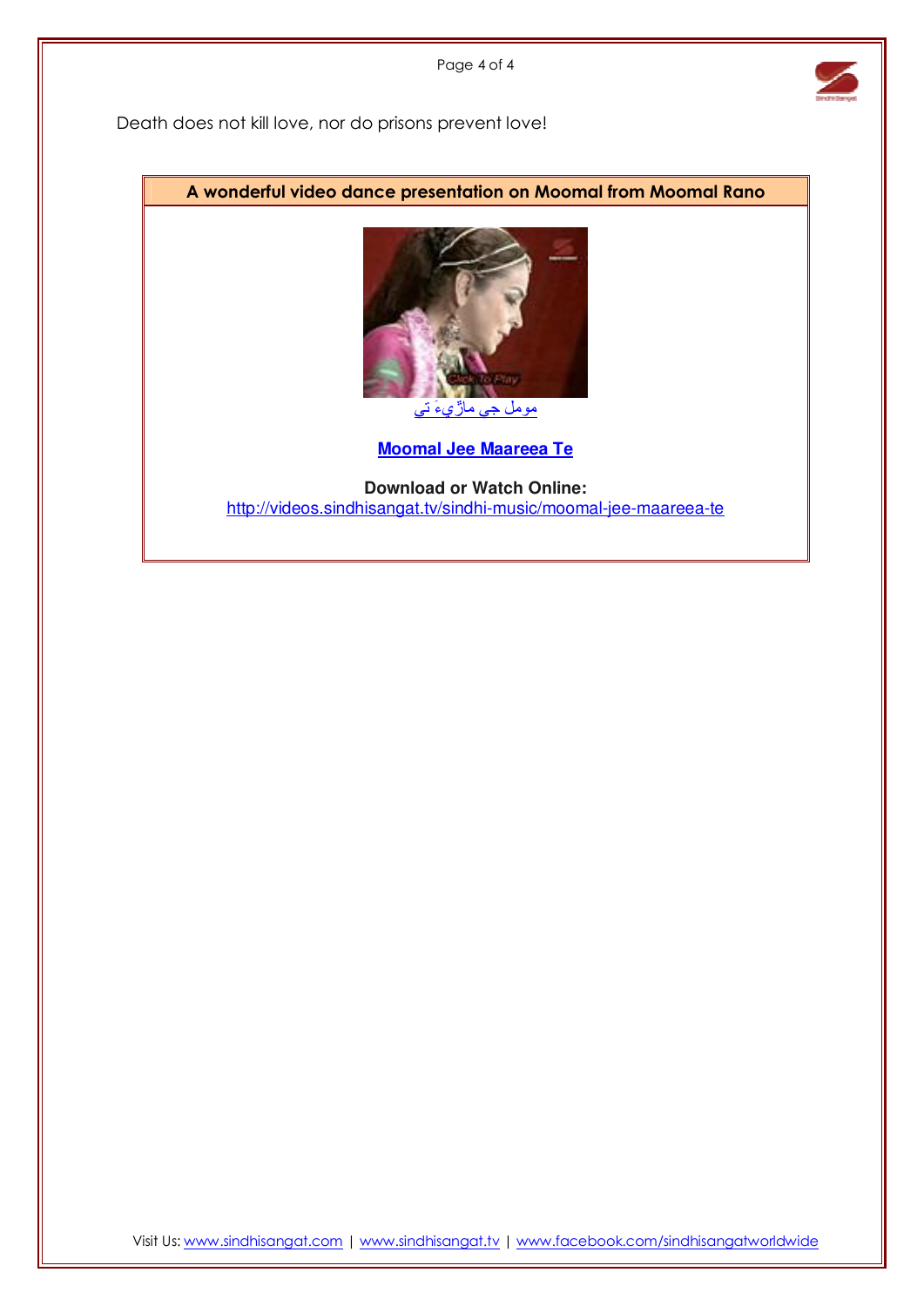Death does not kill love, nor do prisons prevent love!

**A wonderful video dance presentation on Moomal from Moomal Rano**

مومل جي ماڙيءَ تي

**Moomal Jee Maareea Te**

**Download or Watch Online:**
http://videos.sindhisangat.tv/sindhi-music/moomal-jee-maareea-te